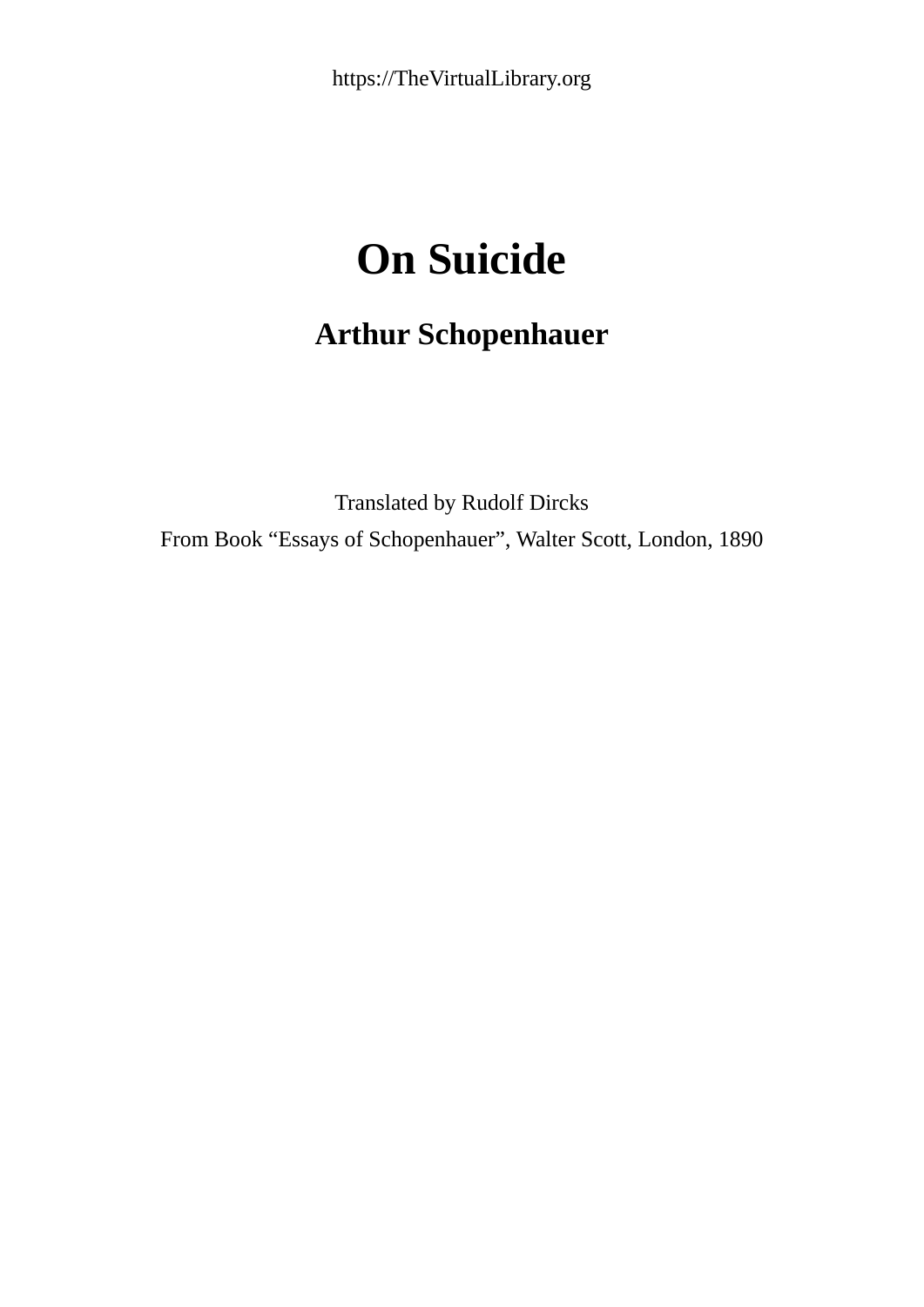https://TheVirtualLibrary.org

# On Suicide

## Arthur Schopenhauer

Translated by Rudolf Dircks

From Book “Essays of Schopenhauer”, Walter Scott, London, 1890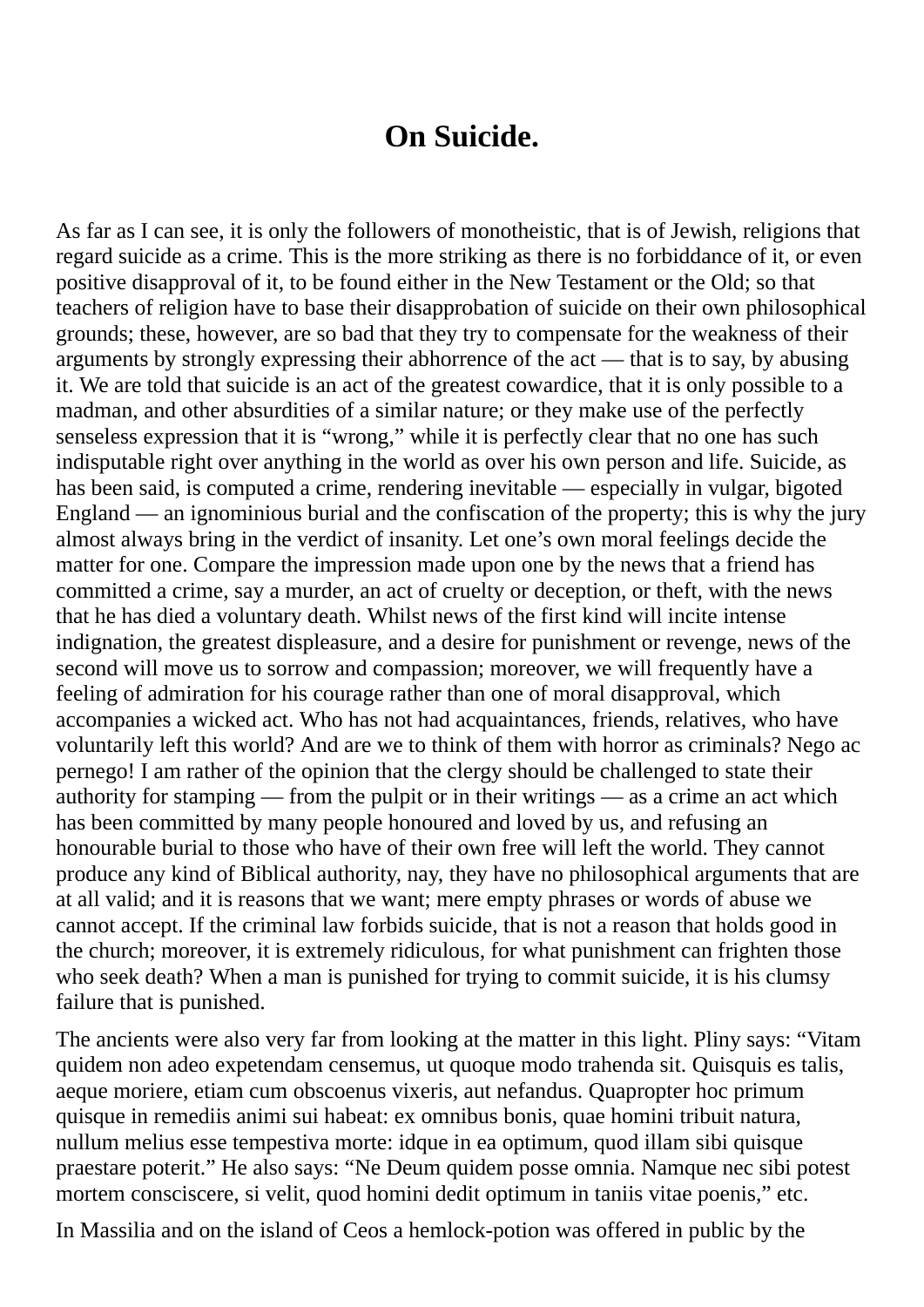# On Suicide.

As far as I can see, it is only the followers of monotheistic, that is of Jewish, religions that regard suicide as a crime. This is the more striking as there is no forbiddance of it, or even positive disapproval of it, to be found either in the New Testament or the Old; so that teachers of religion have to base their disapprobation of suicide on their own philosophical grounds; these, however, are so bad that they try to compensate for the weakness of their arguments by strongly expressing their abhorrence of the act — that is to say, by abusing it. We are told that suicide is an act of the greatest cowardice, that it is only possible to a madman, and other absurdities of a similar nature; or they make use of the perfectly senseless expression that it is "wrong," while it is perfectly clear that no one has such indisputable right over anything in the world as over his own person and life. Suicide, as has been said, is computed a crime, rendering inevitable — especially in vulgar, bigoted England — an ignominious burial and the confiscation of the property; this is why the jury almost always bring in the verdict of insanity. Let one's own moral feelings decide the matter for one. Compare the impression made upon one by the news that a friend has committed a crime, say a murder, an act of cruelty or deception, or theft, with the news that he has died a voluntary death. Whilst news of the first kind will incite intense indignation, the greatest displeasure, and a desire for punishment or revenge, news of the second will move us to sorrow and compassion; moreover, we will frequently have a feeling of admiration for his courage rather than one of moral disapproval, which accompanies a wicked act. Who has not had acquaintances, friends, relatives, who have voluntarily left this world? And are we to think of them with horror as criminals? Nego ac pernego! I am rather of the opinion that the clergy should be challenged to state their authority for stamping — from the pulpit or in their writings — as a crime an act which has been committed by many people honoured and loved by us, and refusing an honourable burial to those who have of their own free will left the world. They cannot produce any kind of Biblical authority, nay, they have no philosophical arguments that are at all valid; and it is reasons that we want; mere empty phrases or words of abuse we cannot accept. If the criminal law forbids suicide, that is not a reason that holds good in the church; moreover, it is extremely ridiculous, for what punishment can frighten those who seek death? When a man is punished for trying to commit suicide, it is his clumsy failure that is punished.

The ancients were also very far from looking at the matter in this light. Pliny says: "Vitam quidem non adeo expetendam censemus, ut quoque modo trahenda sit. Quisquis es talis, aeque moriere, etiam cum obscoenus vixeris, aut nefandus. Quapropter hoc primum quisque in remediis animi sui habeat: ex omnibus bonis, quae homini tribuit natura, nullum melius esse tempestiva morte: idque in ea optimum, quod illam sibi quisque praestare poterit." He also says: "Ne Deum quidem posse omnia. Namque nec sibi potest mortem consciscere, si velit, quod homini dedit optimum in taniis vitae poenis," etc.

In Massilia and on the island of Ceos a hemlock-potion was offered in public by the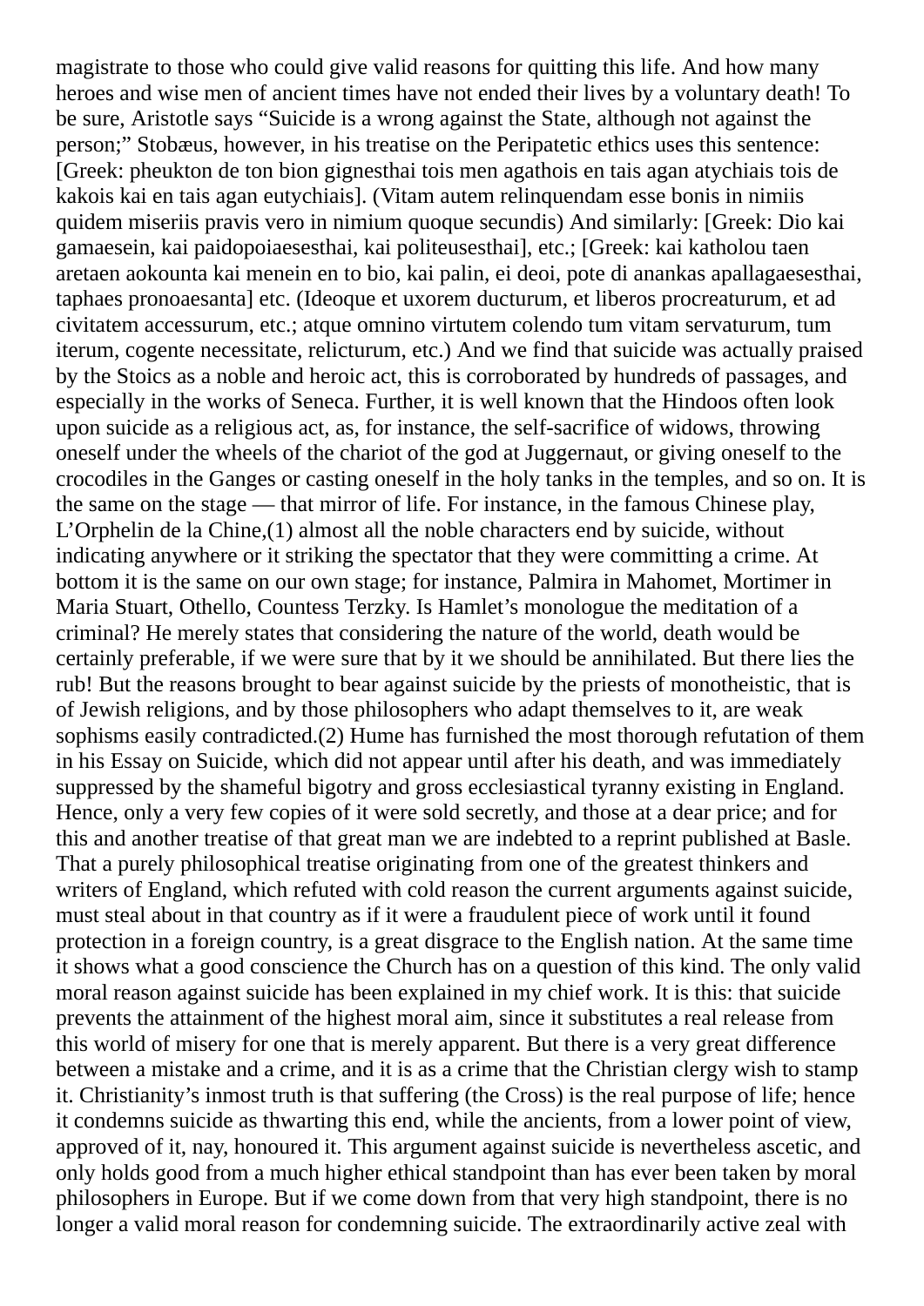magistrate to those who could give valid reasons for quitting this life. And how many heroes and wise men of ancient times have not ended their lives by a voluntary death! To be sure, Aristotle says "Suicide is a wrong against the State, although not against the person;" Stobæus, however, in his treatise on the Peripatetic ethics uses this sentence: [Greek: pheukton de ton bion gignesthai tois men agathois en tais agan atychiais tois de kakois kai en tais agan eutychiais]. (Vitam autem relinquendam esse bonis in nimiis quidem miseriis pravis vero in nimium quoque secundis) And similarly: [Greek: Dio kai gamaesein, kai paidopoiaesesthai, kai politeusesthai], etc.; [Greek: kai katholou taen aretaen aokounta kai menein en to bio, kai palin, ei deoi, pote di anankas apallagaesesthai, taphaes pronoaesanta] etc. (Ideoque et uxorem ducturum, et liberos procreaturum, et ad civitatem accessurum, etc.; atque omnino virtutem colendo tum vitam servaturum, tum iterum, cogente necessitate, relicturum, etc.) And we find that suicide was actually praised by the Stoics as a noble and heroic act, this is corroborated by hundreds of passages, and especially in the works of Seneca. Further, it is well known that the Hindoos often look upon suicide as a religious act, as, for instance, the self-sacrifice of widows, throwing oneself under the wheels of the chariot of the god at Juggernaut, or giving oneself to the crocodiles in the Ganges or casting oneself in the holy tanks in the temples, and so on. It is the same on the stage — that mirror of life. For instance, in the famous Chinese play, L'Orphelin de la Chine,(1) almost all the noble characters end by suicide, without indicating anywhere or it striking the spectator that they were committing a crime. At bottom it is the same on our own stage; for instance, Palmira in Mahomet, Mortimer in Maria Stuart, Othello, Countess Terzky. Is Hamlet's monologue the meditation of a criminal? He merely states that considering the nature of the world, death would be certainly preferable, if we were sure that by it we should be annihilated. But there lies the rub! But the reasons brought to bear against suicide by the priests of monotheistic, that is of Jewish religions, and by those philosophers who adapt themselves to it, are weak sophisms easily contradicted.(2) Hume has furnished the most thorough refutation of them in his Essay on Suicide, which did not appear until after his death, and was immediately suppressed by the shameful bigotry and gross ecclesiastical tyranny existing in England. Hence, only a very few copies of it were sold secretly, and those at a dear price; and for this and another treatise of that great man we are indebted to a reprint published at Basle. That a purely philosophical treatise originating from one of the greatest thinkers and writers of England, which refuted with cold reason the current arguments against suicide, must steal about in that country as if it were a fraudulent piece of work until it found protection in a foreign country, is a great disgrace to the English nation. At the same time it shows what a good conscience the Church has on a question of this kind. The only valid moral reason against suicide has been explained in my chief work. It is this: that suicide prevents the attainment of the highest moral aim, since it substitutes a real release from this world of misery for one that is merely apparent. But there is a very great difference between a mistake and a crime, and it is as a crime that the Christian clergy wish to stamp it. Christianity's inmost truth is that suffering (the Cross) is the real purpose of life; hence it condemns suicide as thwarting this end, while the ancients, from a lower point of view, approved of it, nay, honoured it. This argument against suicide is nevertheless ascetic, and only holds good from a much higher ethical standpoint than has ever been taken by moral philosophers in Europe. But if we come down from that very high standpoint, there is no longer a valid moral reason for condemning suicide. The extraordinarily active zeal with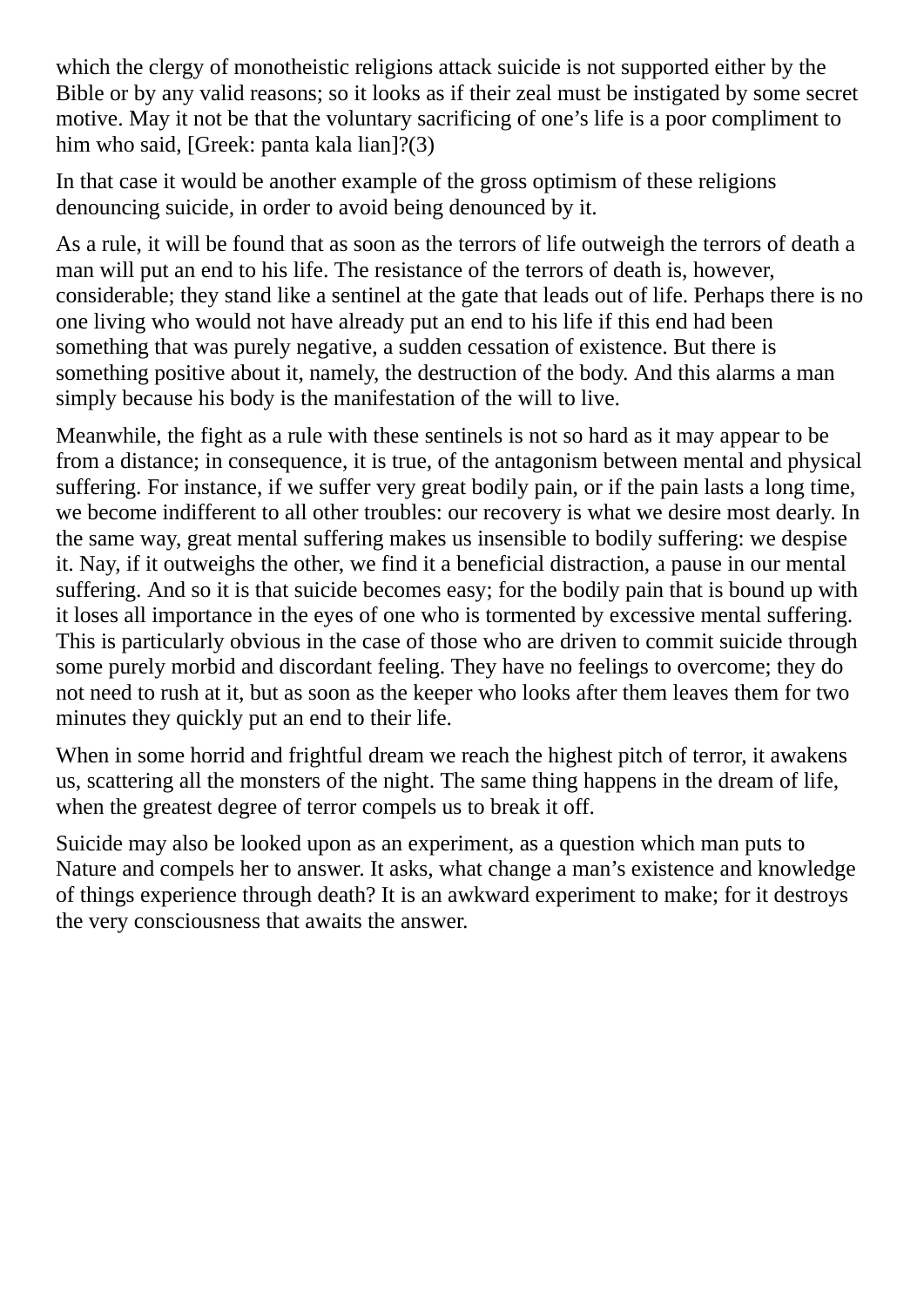which the clergy of monotheistic religions attack suicide is not supported either by the Bible or by any valid reasons; so it looks as if their zeal must be instigated by some secret motive. May it not be that the voluntary sacrificing of one's life is a poor compliment to him who said, [Greek: panta kala lian]?(3)

In that case it would be another example of the gross optimism of these religions denouncing suicide, in order to avoid being denounced by it.

As a rule, it will be found that as soon as the terrors of life outweigh the terrors of death a man will put an end to his life. The resistance of the terrors of death is, however, considerable; they stand like a sentinel at the gate that leads out of life. Perhaps there is no one living who would not have already put an end to his life if this end had been something that was purely negative, a sudden cessation of existence. But there is something positive about it, namely, the destruction of the body. And this alarms a man simply because his body is the manifestation of the will to live.

Meanwhile, the fight as a rule with these sentinels is not so hard as it may appear to be from a distance; in consequence, it is true, of the antagonism between mental and physical suffering. For instance, if we suffer very great bodily pain, or if the pain lasts a long time, we become indifferent to all other troubles: our recovery is what we desire most dearly. In the same way, great mental suffering makes us insensible to bodily suffering: we despise it. Nay, if it outweighs the other, we find it a beneficial distraction, a pause in our mental suffering. And so it is that suicide becomes easy; for the bodily pain that is bound up with it loses all importance in the eyes of one who is tormented by excessive mental suffering. This is particularly obvious in the case of those who are driven to commit suicide through some purely morbid and discordant feeling. They have no feelings to overcome; they do not need to rush at it, but as soon as the keeper who looks after them leaves them for two minutes they quickly put an end to their life.

When in some horrid and frightful dream we reach the highest pitch of terror, it awakens us, scattering all the monsters of the night. The same thing happens in the dream of life, when the greatest degree of terror compels us to break it off.

Suicide may also be looked upon as an experiment, as a question which man puts to Nature and compels her to answer. It asks, what change a man's existence and knowledge of things experience through death? It is an awkward experiment to make; for it destroys the very consciousness that awaits the answer.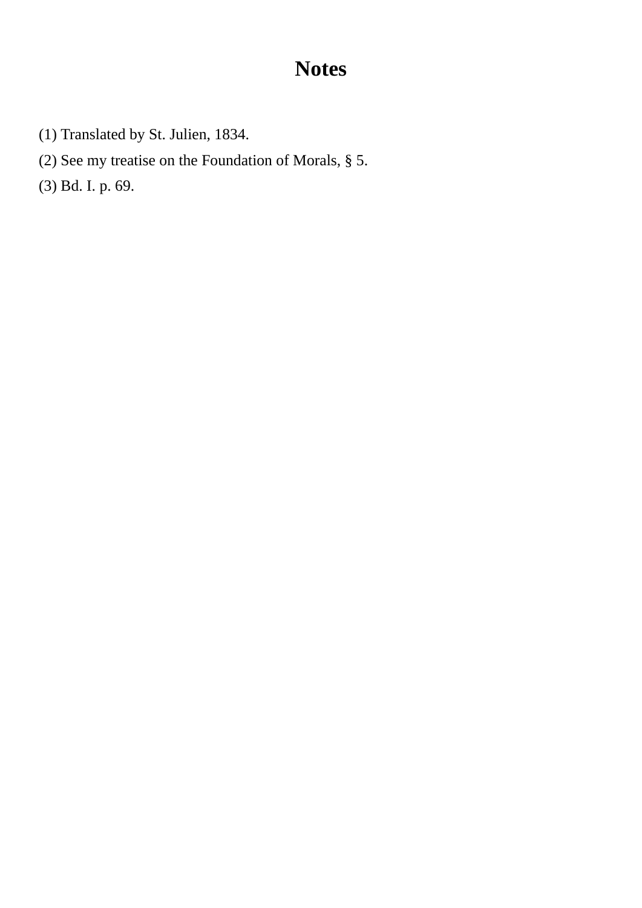# Notes

(1) Translated by St. Julien, 1834.

(2) See my treatise on the Foundation of Morals, § 5.

(3) Bd. I. p. 69.